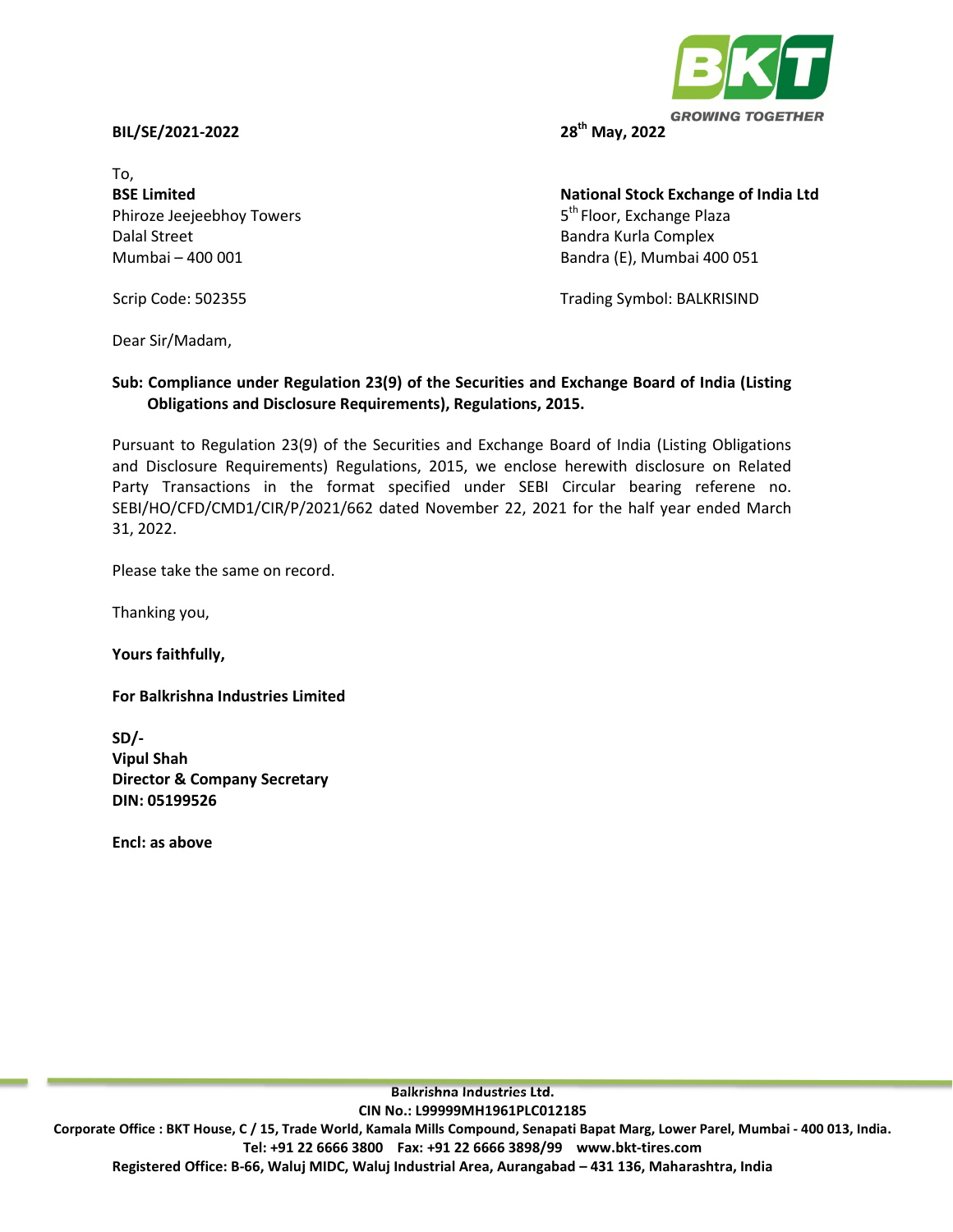BKT
GROWING TOGETHER

**BIL/SE/2021-2022** **28th May, 2022**

To,

**BSE Limited**
Phiroze Jeejeebhoy Towers
Dalal Street
Mumbai – 400 001

Scrip Code: 502355

**National Stock Exchange of India Ltd**
5th Floor, Exchange Plaza
Bandra Kurla Complex
Bandra (E), Mumbai 400 051

Trading Symbol: BALKRISIND

Dear Sir/Madam,

**Sub: Compliance under Regulation 23(9) of the Securities and Exchange Board of India (Listing Obligations and Disclosure Requirements), Regulations, 2015.**

Pursuant to Regulation 23(9) of the Securities and Exchange Board of India (Listing Obligations and Disclosure Requirements) Regulations, 2015, we enclose herewith disclosure on Related Party Transactions in the format specified under SEBI Circular bearing referene no. SEBI/HO/CFD/CMD1/CIR/P/2021/662 dated November 22, 2021 for the half year ended March 31, 2022.

Please take the same on record.

Thanking you,

**Yours faithfully,**

**For Balkrishna Industries Limited**

**SD/-**
**Vipul Shah**
**Director & Company Secretary**
**DIN: 05199526**

**Encl: as above**

**Balkrishna Industries Ltd.**
**CIN No.: L99999MH1961PLC012185**
**Corporate Office : BKT House, C / 15, Trade World, Kamala Mills Compound, Senapati Bapat Marg, Lower Parel, Mumbai - 400 013, India.**
**Tel: +91 22 6666 3800 Fax: +91 22 6666 3898/99 www.bkt-tires.com**
**Registered Office: B-66, Waluj MIDC, Waluj Industrial Area, Aurangabad – 431 136, Maharashtra, India**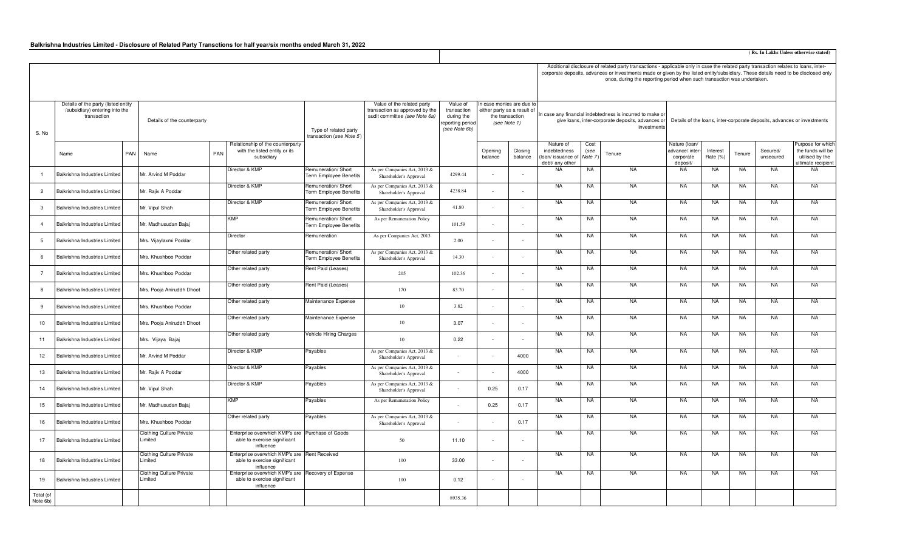# Balkrishna Industries Limited - Disclosure of Related Party Transctions for half year/six months ended March 31, 2022

( Rs. In Lakhs Unless otherwise stated)

| S. No | Details of the party (listed entity /subsidiary) entering into the transaction | | Details of the counterparty | | | Type of related party transaction (see Note 5) | Value of the related party transaction as approved by the audit committee (see Note 6a) | Value of transaction during the reporting period (see Note 6b) | In case monies are due to either party as a result of the transaction (see Note 1) | | Additional disclosure of related party transactions - applicable only in case the related party transaction relates to loans, inter-corporate deposits, advances or investments made or given by the listed entity/subsidiary. These details need to be disclosed only once, during the reporting period when such transaction was undertaken. In case any financial indebtedness is incurred to make or give loans, inter-corporate deposits, advances or investments | | | Details of the loans, inter-corporate deposits, advances or investments | | | | |
|---|---|---|---|---|---|---|---|---|---|---|---|---|---|---|---|---|---|---|
| | Name | PAN | Name | PAN | Relationship of the counterparty with the listed entity or its subsidiary | | | | Opening balance | Closing balance | Nature of indebtedness (loan/ issuance of debt/ any other | Cost (see Note 7) | Tenure | Nature (loan/ advance/ inter-corporate deposit/ | Interest Rate (%) | Tenure | Secured/ unsecured | Purpose for which the funds will be utilised by the ultimate recipient |
| 1 | Balkrishna Industries Limited | | Mr. Arvind M Poddar | | Director & KMP | Remuneration/ Short Term Employee Benefits | As per Companies Act, 2013 & Shareholder's Approval | 4299.44 | - | - | NA | NA | NA | NA | NA | NA | NA | NA |
| 2 | Balkrishna Industries Limited | | Mr. Rajiv A Poddar | | Director & KMP | Remuneration/ Short Term Employee Benefits | As per Companies Act, 2013 & Shareholder's Approval | 4238.84 | - | - | NA | NA | NA | NA | NA | NA | NA | NA |
| 3 | Balkrishna Industries Limited | | Mr. Vipul Shah | | Director & KMP | Remuneration/ Short Term Employee Benefits | As per Companies Act, 2013 & Shareholder's Approval | 41.80 | - | - | NA | NA | NA | NA | NA | NA | NA | NA |
| 4 | Balkrishna Industries Limited | | Mr. Madhusudan Bajaj | | KMP | Remuneration/ Short Term Employee Benefits | As per Remuneration Policy | 101.59 | - | - | NA | NA | NA | NA | NA | NA | NA | NA |
| 5 | Balkrishna Industries Limited | | Mrs. Vijaylaxmi Poddar | | Director | Remuneration | As per Companies Act, 2013 | 2.00 | - | - | NA | NA | NA | NA | NA | NA | NA | NA |
| 6 | Balkrishna Industries Limited | | Mrs. Khushboo Poddar | | Other related party | Remuneration/ Short Term Employee Benefits | As per Companies Act, 2013 & Shareholder's Approval | 14.30 | - | - | NA | NA | NA | NA | NA | NA | NA | NA |
| 7 | Balkrishna Industries Limited | | Mrs. Khushboo Poddar | | Other related party | Rent Paid (Leases) | 205 | 102.36 | - | - | NA | NA | NA | NA | NA | NA | NA | NA |
| 8 | Balkrishna Industries Limited | | Mrs. Pooja Aniruddh Dhoot | | Other related party | Rent Paid (Leases) | 170 | 83.70 | - | - | NA | NA | NA | NA | NA | NA | NA | NA |
| 9 | Balkrishna Industries Limited | | Mrs. Khushboo Poddar | | Other related party | Maintenance Expense | 10 | 3.82 | - | - | NA | NA | NA | NA | NA | NA | NA | NA |
| 10 | Balkrishna Industries Limited | | Mrs. Pooja Aniruddh Dhoot | | Other related party | Maintenance Expense | 10 | 3.07 | - | - | NA | NA | NA | NA | NA | NA | NA | NA |
| 11 | Balkrishna Industries Limited | | Mrs. Vijaya Bajaj | | Other related party | Vehicle Hiring Charges | 10 | 0.22 | - | - | NA | NA | NA | NA | NA | NA | NA | NA |
| 12 | Balkrishna Industries Limited | | Mr. Arvind M Poddar | | Director & KMP | Payables | As per Companies Act, 2013 & Shareholder's Approval | - | - | 4000 | NA | NA | NA | NA | NA | NA | NA | NA |
| 13 | Balkrishna Industries Limited | | Mr. Rajiv A Poddar | | Director & KMP | Payables | As per Companies Act, 2013 & Shareholder's Approval | - | - | 4000 | NA | NA | NA | NA | NA | NA | NA | NA |
| 14 | Balkrishna Industries Limited | | Mr. Vipul Shah | | Director & KMP | Payables | As per Companies Act, 2013 & Shareholder's Approval | - | 0.25 | 0.17 | NA | NA | NA | NA | NA | NA | NA | NA |
| 15 | Balkrishna Industries Limited | | Mr. Madhusudan Bajaj | | KMP | Payables | As per Remuneration Policy | - | 0.25 | 0.17 | NA | NA | NA | NA | NA | NA | NA | NA |
| 16 | Balkrishna Industries Limited | | Mrs. Khushboo Poddar | | Other related party | Payables | As per Companies Act, 2013 & Shareholder's Approval | - | - | 0.17 | NA | NA | NA | NA | NA | NA | NA | NA |
| 17 | Balkrishna Industries Limited | | Clothing Culture Private Limited | | Enterprise overwhich KMP's are able to exercise significant influence | Purchase of Goods | 50 | 11.10 | - | - | NA | NA | NA | NA | NA | NA | NA | NA |
| 18 | Balkrishna Industries Limited | | Clothing Culture Private Limited | | Enterprise overwhich KMP's are able to exercise significant influence | Rent Received | 100 | 33.00 | - | - | NA | NA | NA | NA | NA | NA | NA | NA |
| 19 | Balkrishna Industries Limited | | Clothing Culture Private Limited | | Enterprise overwhich KMP's are able to exercise significant influence | Recovery of Expense | 100 | 0.12 | - | - | NA | NA | NA | NA | NA | NA | NA | NA |
| Total (of Note 6b) | | | | | | | | 8935.36 | | | | | | | | | | |